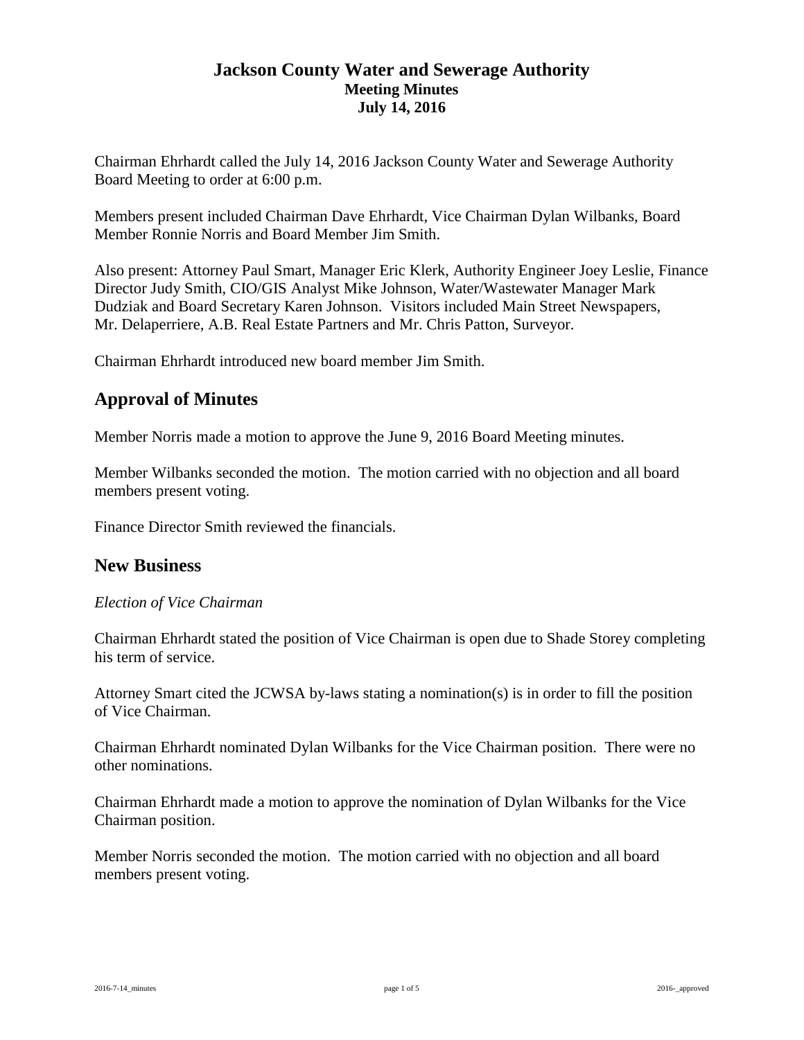# Jackson County Water and Sewerage Authority

**Meeting Minutes**

**July 14, 2016**

Chairman Ehrhardt called the July 14, 2016 Jackson County Water and Sewerage Authority Board Meeting to order at 6:00 p.m.

Members present included Chairman Dave Ehrhardt, Vice Chairman Dylan Wilbanks, Board Member Ronnie Norris and Board Member Jim Smith.

Also present: Attorney Paul Smart, Manager Eric Klerk, Authority Engineer Joey Leslie, Finance Director Judy Smith, CIO/GIS Analyst Mike Johnson, Water/Wastewater Manager Mark Dudziak and Board Secretary Karen Johnson. Visitors included Main Street Newspapers, Mr. Delaperriere, A.B. Real Estate Partners and Mr. Chris Patton, Surveyor.

Chairman Ehrhardt introduced new board member Jim Smith.

## Approval of Minutes

Member Norris made a motion to approve the June 9, 2016 Board Meeting minutes.

Member Wilbanks seconded the motion. The motion carried with no objection and all board members present voting.

Finance Director Smith reviewed the financials.

## New Business

*Election of Vice Chairman*

Chairman Ehrhardt stated the position of Vice Chairman is open due to Shade Storey completing his term of service.

Attorney Smart cited the JCWSA by-laws stating a nomination(s) is in order to fill the position of Vice Chairman.

Chairman Ehrhardt nominated Dylan Wilbanks for the Vice Chairman position. There were no other nominations.

Chairman Ehrhardt made a motion to approve the nomination of Dylan Wilbanks for the Vice Chairman position.

Member Norris seconded the motion. The motion carried with no objection and all board members present voting.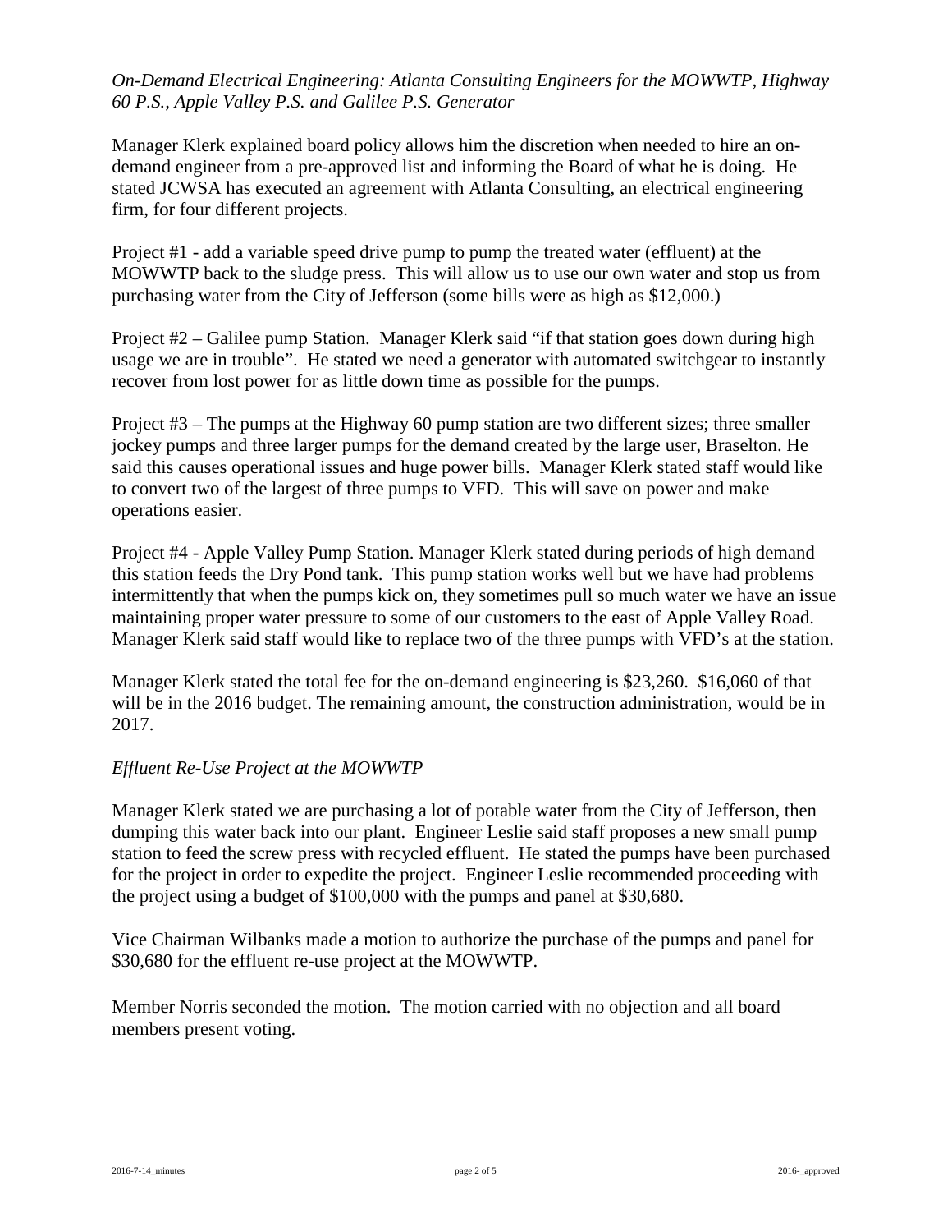*On-Demand Electrical Engineering: Atlanta Consulting Engineers for the MOWWTP, Highway 60 P.S., Apple Valley P.S. and Galilee P.S. Generator*

Manager Klerk explained board policy allows him the discretion when needed to hire an on-demand engineer from a pre-approved list and informing the Board of what he is doing. He stated JCWSA has executed an agreement with Atlanta Consulting, an electrical engineering firm, for four different projects.

Project #1 - add a variable speed drive pump to pump the treated water (effluent) at the MOWWTP back to the sludge press. This will allow us to use our own water and stop us from purchasing water from the City of Jefferson (some bills were as high as $12,000.)

Project #2 – Galilee pump Station. Manager Klerk said "if that station goes down during high usage we are in trouble". He stated we need a generator with automated switchgear to instantly recover from lost power for as little down time as possible for the pumps.

Project #3 – The pumps at the Highway 60 pump station are two different sizes; three smaller jockey pumps and three larger pumps for the demand created by the large user, Braselton. He said this causes operational issues and huge power bills. Manager Klerk stated staff would like to convert two of the largest of three pumps to VFD. This will save on power and make operations easier.

Project #4 - Apple Valley Pump Station. Manager Klerk stated during periods of high demand this station feeds the Dry Pond tank. This pump station works well but we have had problems intermittently that when the pumps kick on, they sometimes pull so much water we have an issue maintaining proper water pressure to some of our customers to the east of Apple Valley Road. Manager Klerk said staff would like to replace two of the three pumps with VFD's at the station.

Manager Klerk stated the total fee for the on-demand engineering is $23,260. $16,060 of that will be in the 2016 budget. The remaining amount, the construction administration, would be in 2017.

*Effluent Re-Use Project at the MOWWTP*

Manager Klerk stated we are purchasing a lot of potable water from the City of Jefferson, then dumping this water back into our plant. Engineer Leslie said staff proposes a new small pump station to feed the screw press with recycled effluent. He stated the pumps have been purchased for the project in order to expedite the project. Engineer Leslie recommended proceeding with the project using a budget of $100,000 with the pumps and panel at $30,680.

Vice Chairman Wilbanks made a motion to authorize the purchase of the pumps and panel for $30,680 for the effluent re-use project at the MOWWTP.

Member Norris seconded the motion. The motion carried with no objection and all board members present voting.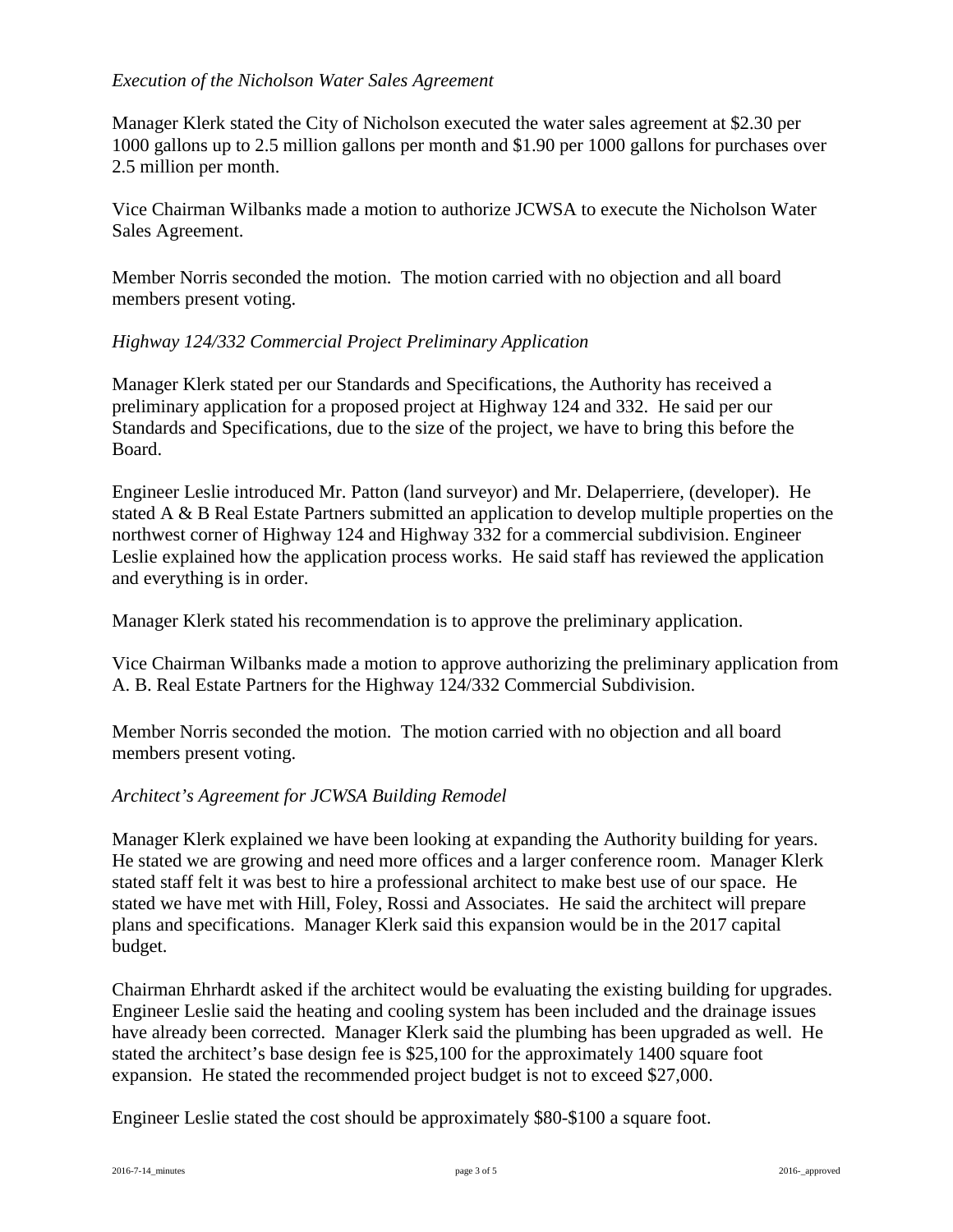*Execution of the Nicholson Water Sales Agreement*

Manager Klerk stated the City of Nicholson executed the water sales agreement at $2.30 per 1000 gallons up to 2.5 million gallons per month and $1.90 per 1000 gallons for purchases over 2.5 million per month.

Vice Chairman Wilbanks made a motion to authorize JCWSA to execute the Nicholson Water Sales Agreement.

Member Norris seconded the motion. The motion carried with no objection and all board members present voting.

*Highway 124/332 Commercial Project Preliminary Application*

Manager Klerk stated per our Standards and Specifications, the Authority has received a preliminary application for a proposed project at Highway 124 and 332. He said per our Standards and Specifications, due to the size of the project, we have to bring this before the Board.

Engineer Leslie introduced Mr. Patton (land surveyor) and Mr. Delaperriere, (developer). He stated A & B Real Estate Partners submitted an application to develop multiple properties on the northwest corner of Highway 124 and Highway 332 for a commercial subdivision. Engineer Leslie explained how the application process works. He said staff has reviewed the application and everything is in order.

Manager Klerk stated his recommendation is to approve the preliminary application.

Vice Chairman Wilbanks made a motion to approve authorizing the preliminary application from A. B. Real Estate Partners for the Highway 124/332 Commercial Subdivision.

Member Norris seconded the motion. The motion carried with no objection and all board members present voting.

*Architect's Agreement for JCWSA Building Remodel*

Manager Klerk explained we have been looking at expanding the Authority building for years. He stated we are growing and need more offices and a larger conference room. Manager Klerk stated staff felt it was best to hire a professional architect to make best use of our space. He stated we have met with Hill, Foley, Rossi and Associates. He said the architect will prepare plans and specifications. Manager Klerk said this expansion would be in the 2017 capital budget.

Chairman Ehrhardt asked if the architect would be evaluating the existing building for upgrades. Engineer Leslie said the heating and cooling system has been included and the drainage issues have already been corrected. Manager Klerk said the plumbing has been upgraded as well. He stated the architect's base design fee is $25,100 for the approximately 1400 square foot expansion. He stated the recommended project budget is not to exceed $27,000.

Engineer Leslie stated the cost should be approximately $80-$100 a square foot.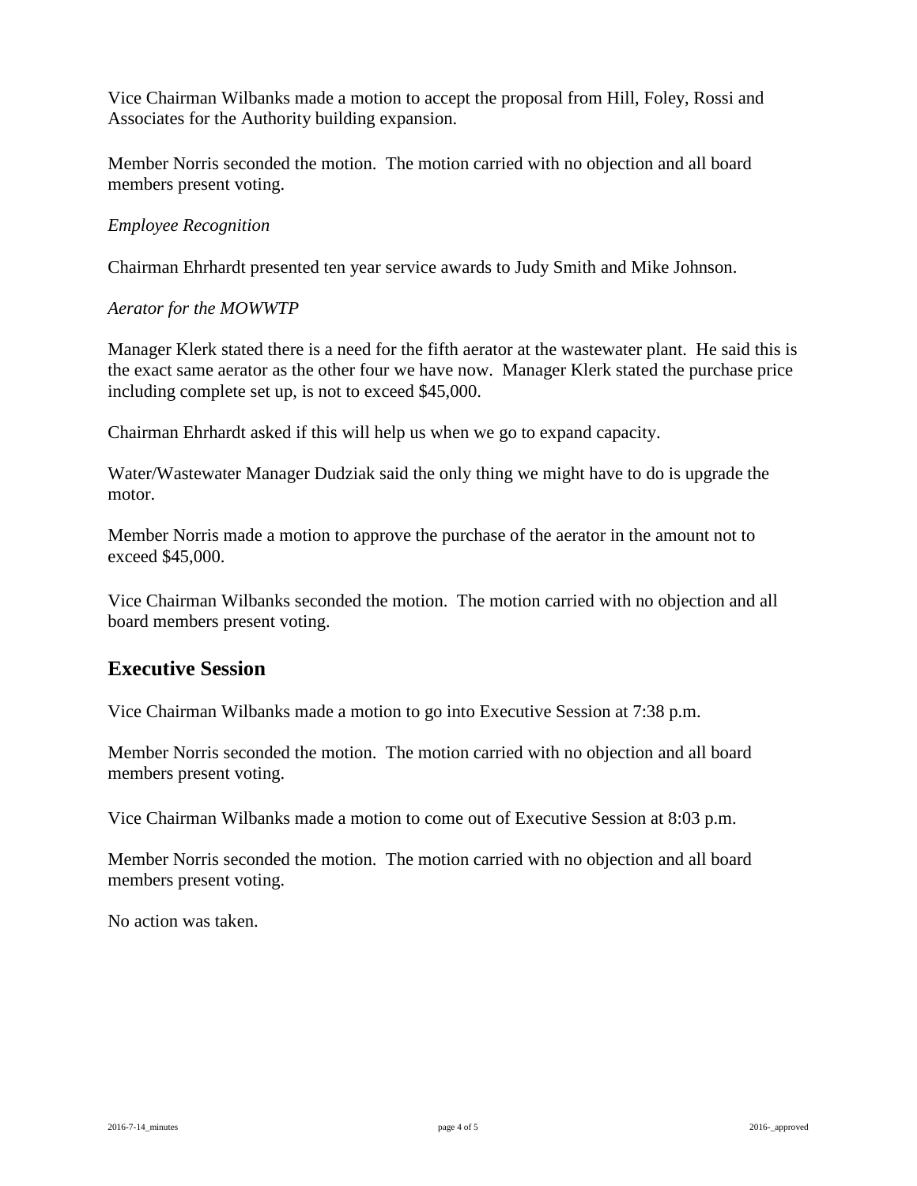Vice Chairman Wilbanks made a motion to accept the proposal from Hill, Foley, Rossi and Associates for the Authority building expansion.

Member Norris seconded the motion. The motion carried with no objection and all board members present voting.

*Employee Recognition*

Chairman Ehrhardt presented ten year service awards to Judy Smith and Mike Johnson.

*Aerator for the MOWWTP*

Manager Klerk stated there is a need for the fifth aerator at the wastewater plant. He said this is the exact same aerator as the other four we have now. Manager Klerk stated the purchase price including complete set up, is not to exceed $45,000.

Chairman Ehrhardt asked if this will help us when we go to expand capacity.

Water/Wastewater Manager Dudziak said the only thing we might have to do is upgrade the motor.

Member Norris made a motion to approve the purchase of the aerator in the amount not to exceed $45,000.

Vice Chairman Wilbanks seconded the motion. The motion carried with no objection and all board members present voting.

## Executive Session

Vice Chairman Wilbanks made a motion to go into Executive Session at 7:38 p.m.

Member Norris seconded the motion. The motion carried with no objection and all board members present voting.

Vice Chairman Wilbanks made a motion to come out of Executive Session at 8:03 p.m.

Member Norris seconded the motion. The motion carried with no objection and all board members present voting.

No action was taken.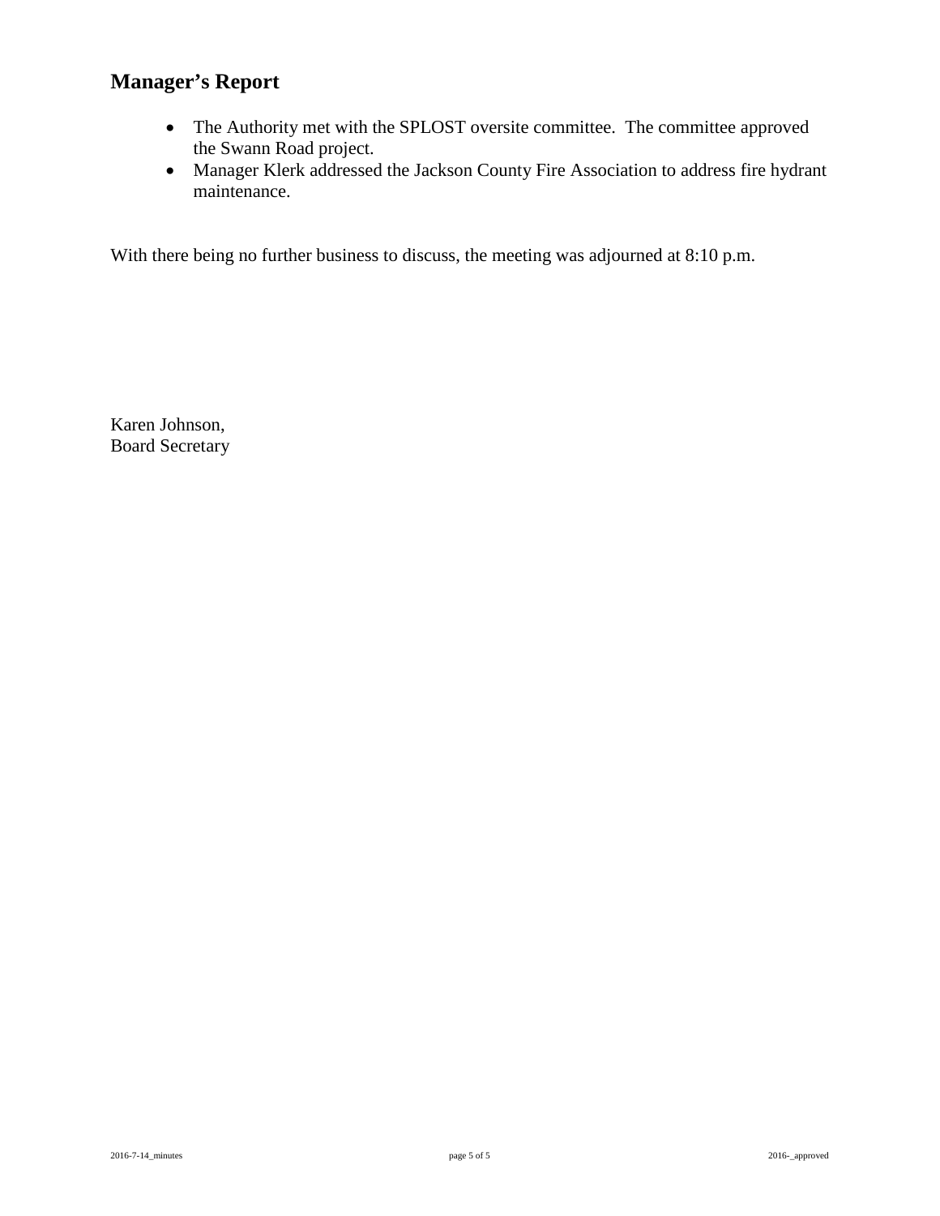## Manager's Report

- The Authority met with the SPLOST oversite committee. The committee approved the Swann Road project.
- Manager Klerk addressed the Jackson County Fire Association to address fire hydrant maintenance.

With there being no further business to discuss, the meeting was adjourned at 8:10 p.m.

Karen Johnson,
Board Secretary